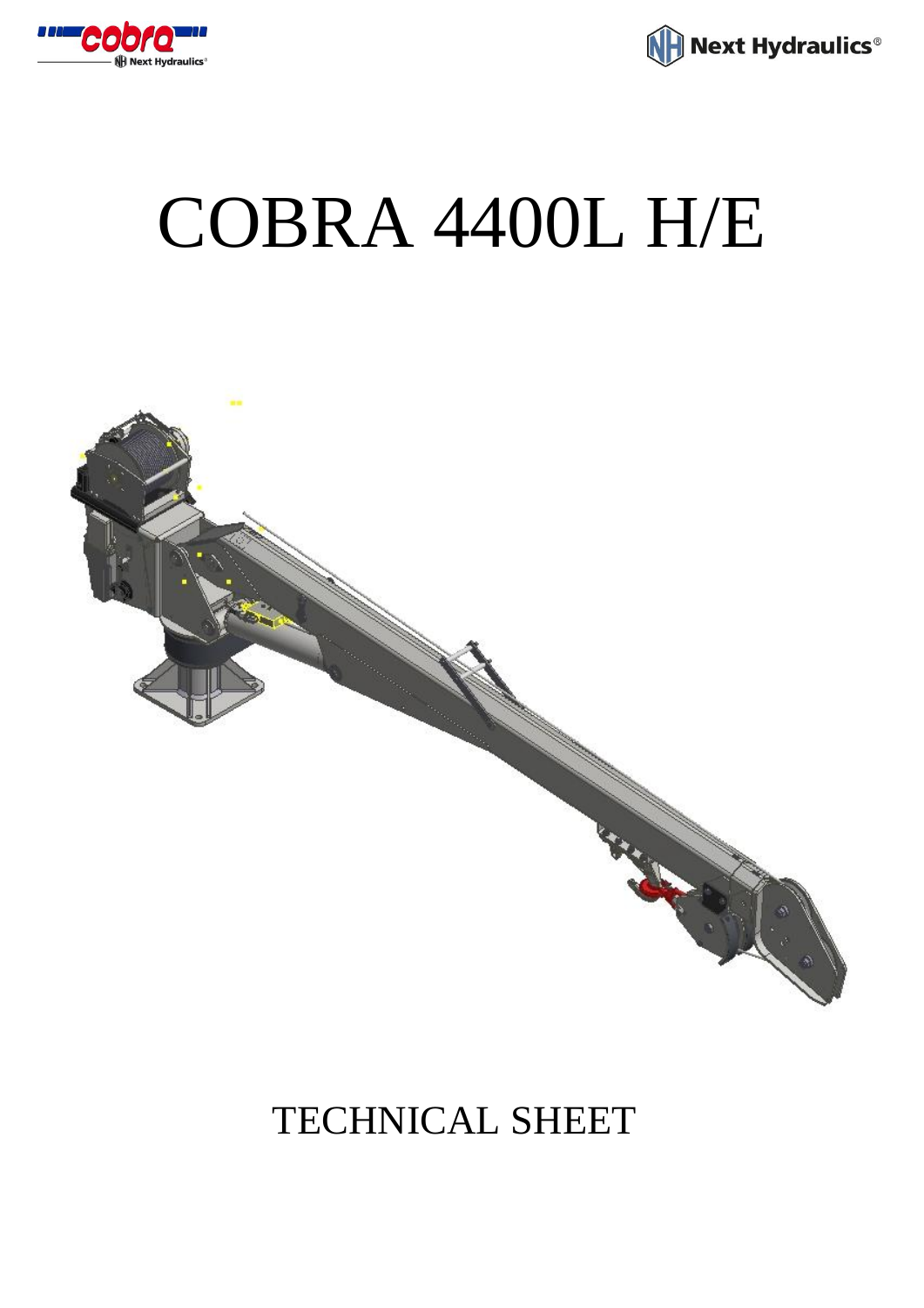# COBRA 4400L H/E

## TECHNICAL SHEET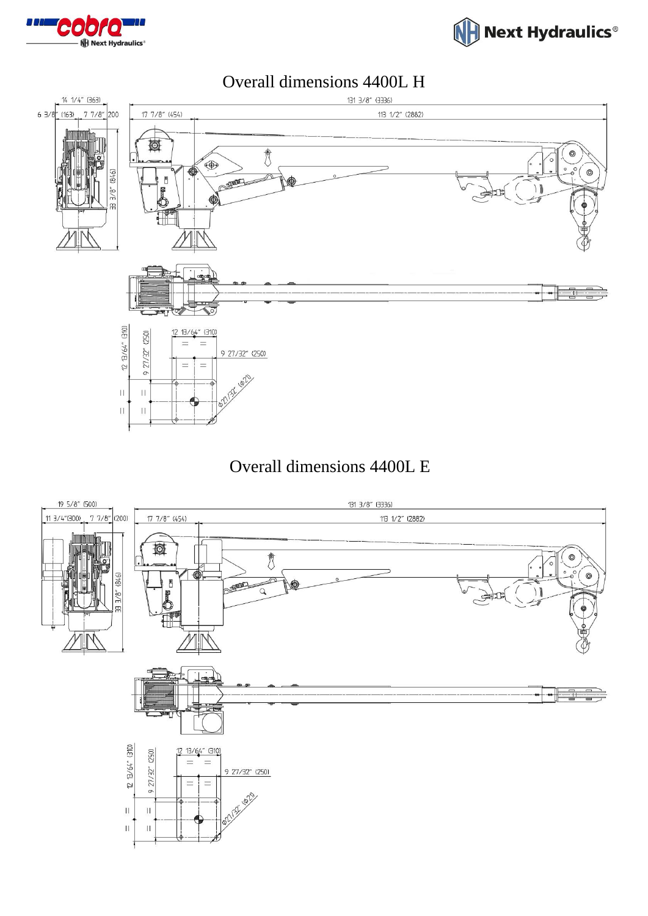# Overall dimensions 4400L H

14 1/4" (363)

6 3/8" (163) 7 7/8" 200

33 3/8" (846)

131 3/8" (3336)

17 7/8" (454)

113 1/2" (2882)

12 13/64" (310)

9 27/32" (250)

12 13/64" (310)

9 27/32" (250)

Ø27/32" (Ø21)

# Overall dimensions 4400L E

19 5/8" (500)

11 3/4"(300) 7 7/8" (200)

33 3/8" (846)

131 3/8" (3336)

17 7/8" (454)

113 1/2" (2882)

12 13/64" (310)

9 27/32" (250)

12 13/64" (310)

9 27/32" (250)

Ø27/32" (Ø21)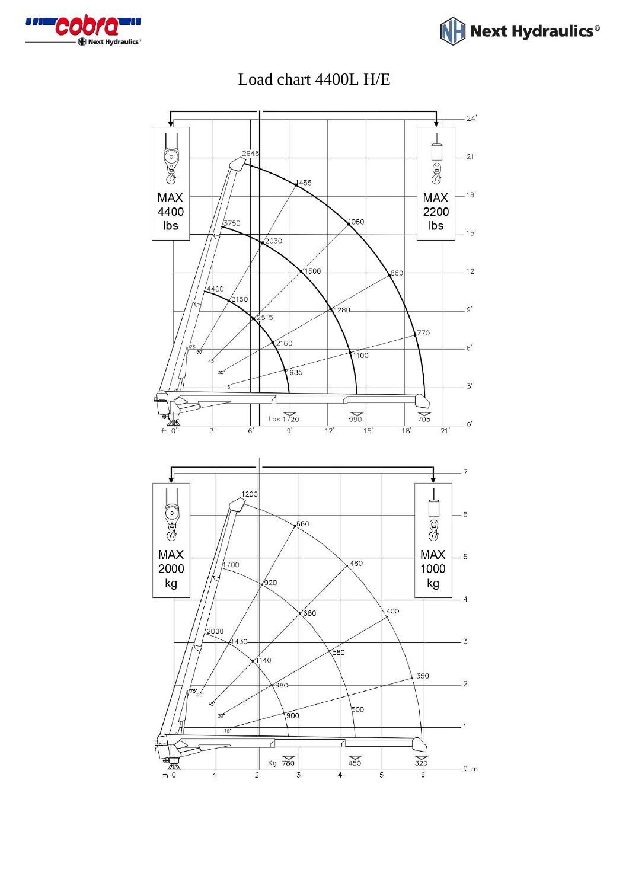# Load chart 4400L H/E

MAX 4400 lbs

MAX 2200 lbs

2645, 1455, 1060, 880, 770

3750, 2030, 1500, 1280, 1100

4400, 3150, 2515, 2160, 1985

75°, 60°, 45°, 30°, 15°

Lbs 1720, 990, 705

ft 0', 3', 6', 9', 12', 15', 18', 21'

0', 3', 6', 9', 12', 15', 18', 21', 24'

MAX 2000 kg

MAX 1000 kg

1200, 660, 480, 400, 350

1700, 920, 680, 580, 500

2000, 1430, 1140, 980, 900

75°, 60°, 45°, 30°, 15°

Kg 780, 450, 320

m 0, 1, 2, 3, 4, 5, 6

0 m, 1, 2, 3, 4, 5, 6, 7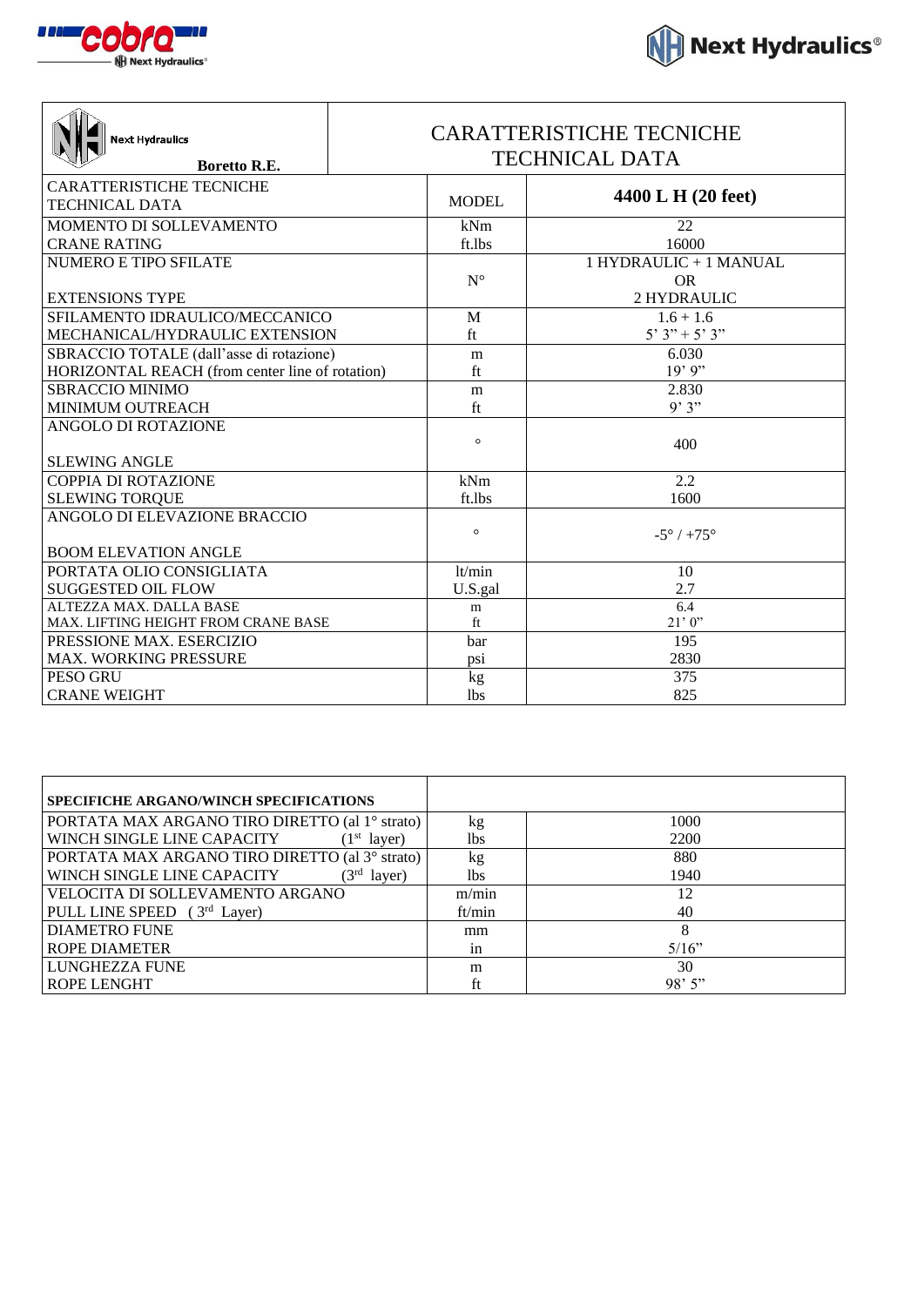| Next Hydraulics<br>**Boretto R.E.** | CARATTERISTICHE TECNICHE<br>TECHNICAL DATA | |
|---|---|---|
| CARATTERISTICHE TECNICHE<br>TECHNICAL DATA | MODEL | **4400 L H (20 feet)** |
| MOMENTO DI SOLLEVAMENTO<br>CRANE RATING | kNm<br>ft.lbs | 22<br>16000 |
| NUMERO E TIPO SFILATE<br><br>EXTENSIONS TYPE | N° | 1 HYDRAULIC + 1 MANUAL<br>OR<br>2 HYDRAULIC |
| SFILAMENTO IDRAULICO/MECCANICO<br>MECHANICAL/HYDRAULIC EXTENSION | M<br>ft | 1.6 + 1.6<br>5' 3" + 5' 3" |
| SBRACCIO TOTALE (dall'asse di rotazione)<br>HORIZONTAL REACH (from center line of rotation) | m<br>ft | 6.030<br>19' 9" |
| SBRACCIO MINIMO<br>MINIMUM OUTREACH | m<br>ft | 2.830<br>9' 3" |
| ANGOLO DI ROTAZIONE<br><br>SLEWING ANGLE | ° | 400 |
| COPPIA DI ROTAZIONE<br>SLEWING TORQUE | kNm<br>ft.lbs | 2.2<br>1600 |
| ANGOLO DI ELEVAZIONE BRACCIO<br><br>BOOM ELEVATION ANGLE | ° | -5° / +75° |
| PORTATA OLIO CONSIGLIATA<br>SUGGESTED OIL FLOW | lt/min<br>U.S.gal | 10<br>2.7 |
| ALTEZZA MAX. DALLA BASE<br>MAX. LIFTING HEIGHT FROM CRANE BASE | m<br>ft | 6.4<br>21' 0" |
| PRESSIONE MAX. ESERCIZIO<br>MAX. WORKING PRESSURE | bar<br>psi | 195<br>2830 |
| PESO GRU<br>CRANE WEIGHT | kg<br>lbs | 375<br>825 |

| **SPECIFICHE ARGANO/WINCH SPECIFICATIONS** | | |
|---|---|---|
| PORTATA MAX ARGANO TIRO DIRETTO (al 1° strato)<br>WINCH SINGLE LINE CAPACITY (1st layer) | kg<br>lbs | 1000<br>2200 |
| PORTATA MAX ARGANO TIRO DIRETTO (al 3° strato)<br>WINCH SINGLE LINE CAPACITY (3rd layer) | kg<br>lbs | 880<br>1940 |
| VELOCITA DI SOLLEVAMENTO ARGANO<br>PULL LINE SPEED (3rd Layer) | m/min<br>ft/min | 12<br>40 |
| DIAMETRO FUNE<br>ROPE DIAMETER | mm<br>in | 8<br>5/16" |
| LUNGHEZZA FUNE<br>ROPE LENGHT | m<br>ft | 30<br>98' 5" |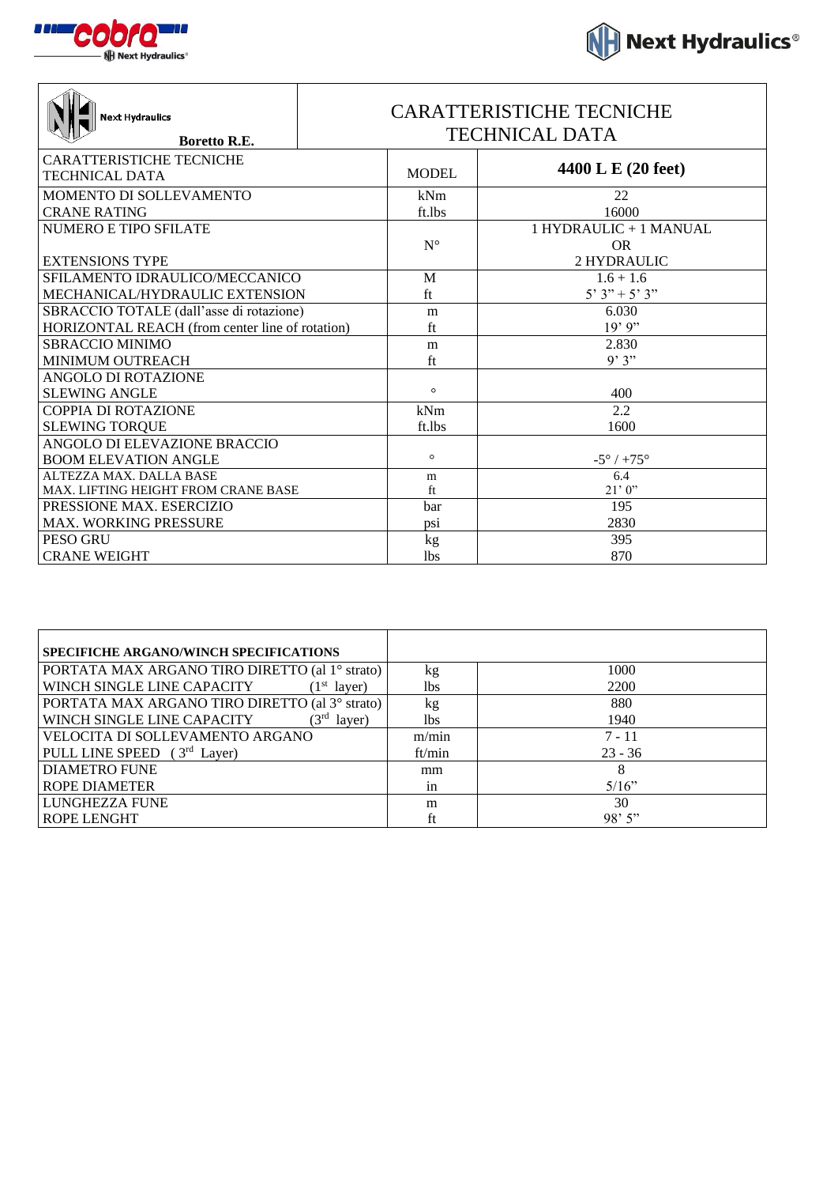Next Hydraulics

**Boretto R.E.**

# CARATTERISTICHE TECNICHE
# TECHNICAL DATA

| CARATTERISTICHE TECNICHE<br>TECHNICAL DATA | MODEL | **4400 L E (20 feet)** |
|---|---|---|
| MOMENTO DI SOLLEVAMENTO<br>CRANE RATING | kNm<br>ft.lbs | 22<br>16000 |
| NUMERO E TIPO SFILATE<br>EXTENSIONS TYPE | N° | 1 HYDRAULIC + 1 MANUAL<br>OR<br>2 HYDRAULIC |
| SFILAMENTO IDRAULICO/MECCANICO<br>MECHANICAL/HYDRAULIC EXTENSION | M<br>ft | 1.6 + 1.6<br>5' 3" + 5' 3" |
| SBRACCIO TOTALE (dall'asse di rotazione)<br>HORIZONTAL REACH (from center line of rotation) | m<br>ft | 6.030<br>19' 9" |
| SBRACCIO MINIMO<br>MINIMUM OUTREACH | m<br>ft | 2.830<br>9' 3" |
| ANGOLO DI ROTAZIONE<br>SLEWING ANGLE | ° | 400 |
| COPPIA DI ROTAZIONE<br>SLEWING TORQUE | kNm<br>ft.lbs | 2.2<br>1600 |
| ANGOLO DI ELEVAZIONE BRACCIO<br>BOOM ELEVATION ANGLE | ° | -5° / +75° |
| ALTEZZA MAX. DALLA BASE<br>MAX. LIFTING HEIGHT FROM CRANE BASE | m<br>ft | 6.4<br>21' 0" |
| PRESSIONE MAX. ESERCIZIO<br>MAX. WORKING PRESSURE | bar<br>psi | 195<br>2830 |
| PESO GRU<br>CRANE WEIGHT | kg<br>lbs | 395<br>870 |

| **SPECIFICHE ARGANO/WINCH SPECIFICATIONS** | | |
|---|---|---|
| PORTATA MAX ARGANO TIRO DIRETTO (al 1° strato)<br>WINCH SINGLE LINE CAPACITY (1st layer) | kg<br>lbs | 1000<br>2200 |
| PORTATA MAX ARGANO TIRO DIRETTO (al 3° strato)<br>WINCH SINGLE LINE CAPACITY (3rd layer) | kg<br>lbs | 880<br>1940 |
| VELOCITA DI SOLLEVAMENTO ARGANO<br>PULL LINE SPEED (3rd Layer) | m/min<br>ft/min | 7 - 11<br>23 - 36 |
| DIAMETRO FUNE<br>ROPE DIAMETER | mm<br>in | 8<br>5/16" |
| LUNGHEZZA FUNE<br>ROPE LENGHT | m<br>ft | 30<br>98' 5" |